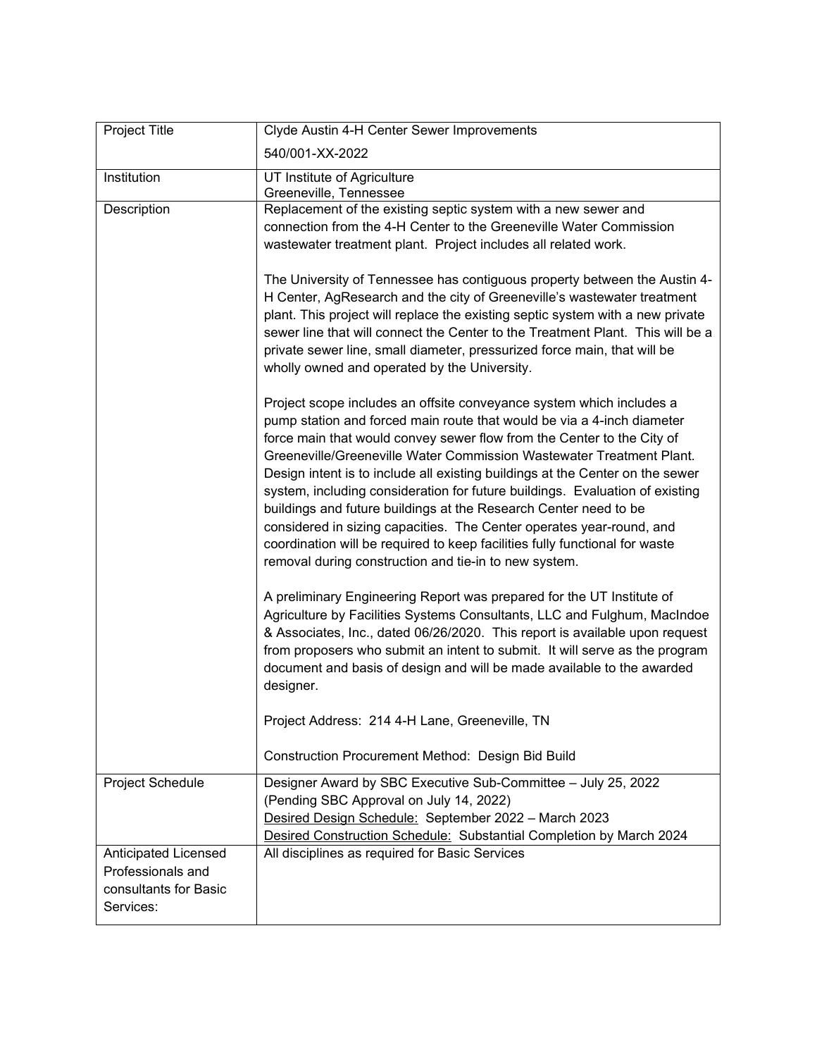| Project Title | Clyde Austin 4-H Center Sewer Improvements<br><br>540/001-XX-2022 |
|---|---|
| Institution | UT Institute of Agriculture<br>Greeneville, Tennessee |
| Description | Replacement of the existing septic system with a new sewer and connection from the 4-H Center to the Greeneville Water Commission wastewater treatment plant. Project includes all related work.<br><br>The University of Tennessee has contiguous property between the Austin 4-H Center, AgResearch and the city of Greeneville's wastewater treatment plant. This project will replace the existing septic system with a new private sewer line that will connect the Center to the Treatment Plant. This will be a private sewer line, small diameter, pressurized force main, that will be wholly owned and operated by the University.<br><br>Project scope includes an offsite conveyance system which includes a pump station and forced main route that would be via a 4-inch diameter force main that would convey sewer flow from the Center to the City of Greeneville/Greeneville Water Commission Wastewater Treatment Plant. Design intent is to include all existing buildings at the Center on the sewer system, including consideration for future buildings. Evaluation of existing buildings and future buildings at the Research Center need to be considered in sizing capacities. The Center operates year-round, and coordination will be required to keep facilities fully functional for waste removal during construction and tie-in to new system.<br><br>A preliminary Engineering Report was prepared for the UT Institute of Agriculture by Facilities Systems Consultants, LLC and Fulghum, MacIndoe & Associates, Inc., dated 06/26/2020. This report is available upon request from proposers who submit an intent to submit. It will serve as the program document and basis of design and will be made available to the awarded designer.<br><br>Project Address: 214 4-H Lane, Greeneville, TN<br><br>Construction Procurement Method: Design Bid Build |
| Project Schedule | Designer Award by SBC Executive Sub-Committee – July 25, 2022<br>(Pending SBC Approval on July 14, 2022)<br><u>Desired Design Schedule:</u> September 2022 – March 2023<br><u>Desired Construction Schedule:</u> Substantial Completion by March 2024 |
| Anticipated Licensed Professionals and consultants for Basic Services: | All disciplines as required for Basic Services |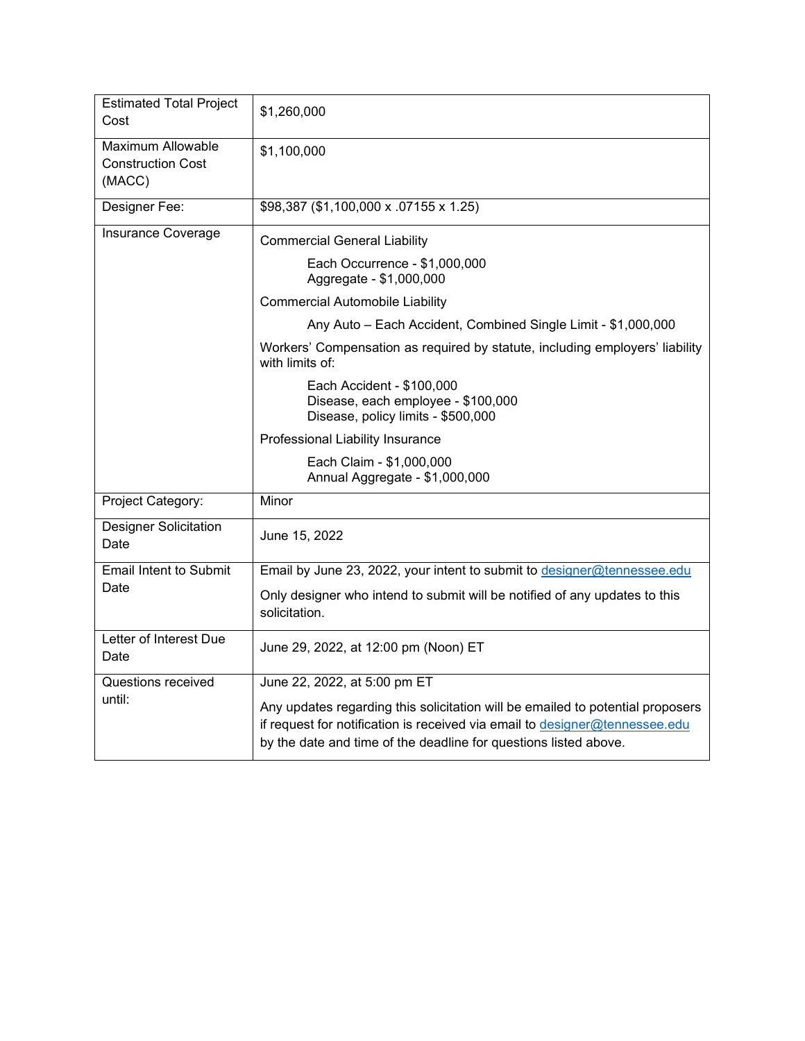| | |
|---|---|
| Estimated Total Project Cost | $1,260,000 |
| Maximum Allowable Construction Cost (MACC) | $1,100,000 |
| Designer Fee: | $98,387 ($1,100,000 x .07155 x 1.25) |
| Insurance Coverage | Commercial General Liability<br>Each Occurrence - $1,000,000<br>Aggregate - $1,000,000<br>Commercial Automobile Liability<br>Any Auto – Each Accident, Combined Single Limit - $1,000,000<br>Workers' Compensation as required by statute, including employers' liability with limits of:<br>Each Accident - $100,000<br>Disease, each employee - $100,000<br>Disease, policy limits - $500,000<br>Professional Liability Insurance<br>Each Claim - $1,000,000<br>Annual Aggregate - $1,000,000 |
| Project Category: | Minor |
| Designer Solicitation Date | June 15, 2022 |
| Email Intent to Submit Date | Email by June 23, 2022, your intent to submit to designer@tennessee.edu<br>Only designer who intend to submit will be notified of any updates to this solicitation. |
| Letter of Interest Due Date | June 29, 2022, at 12:00 pm (Noon) ET |
| Questions received until: | June 22, 2022, at 5:00 pm ET<br>Any updates regarding this solicitation will be emailed to potential proposers if request for notification is received via email to designer@tennessee.edu by the date and time of the deadline for questions listed above. |